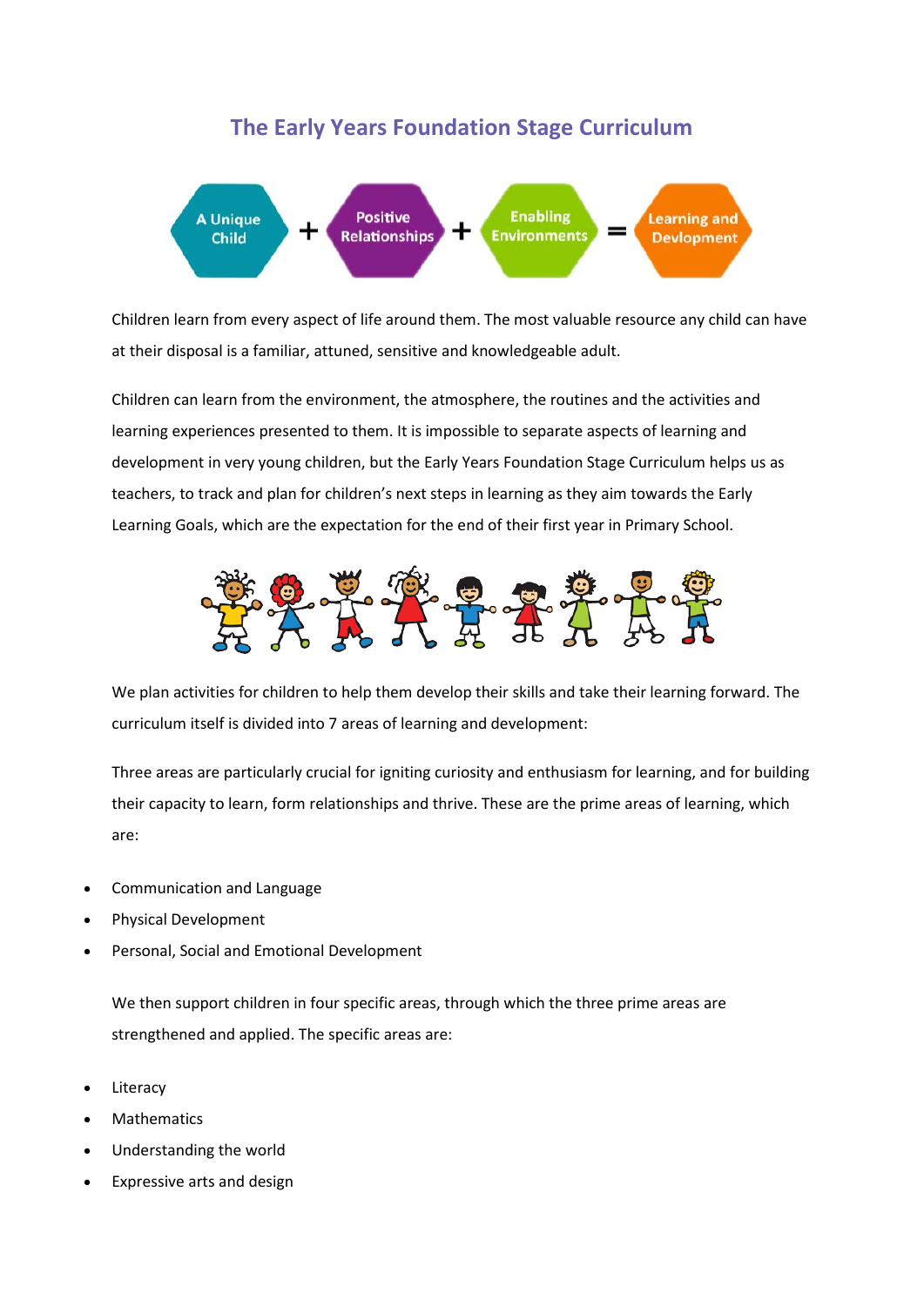# The Early Years Foundation Stage Curriculum

A Unique Child + Positive Relationships + Enabling Environments = Learning and Devlopment

Children learn from every aspect of life around them. The most valuable resource any child can have at their disposal is a familiar, attuned, sensitive and knowledgeable adult.

Children can learn from the environment, the atmosphere, the routines and the activities and learning experiences presented to them. It is impossible to separate aspects of learning and development in very young children, but the Early Years Foundation Stage Curriculum helps us as teachers, to track and plan for children's next steps in learning as they aim towards the Early Learning Goals, which are the expectation for the end of their first year in Primary School.

We plan activities for children to help them develop their skills and take their learning forward. The curriculum itself is divided into 7 areas of learning and development:

Three areas are particularly crucial for igniting curiosity and enthusiasm for learning, and for building their capacity to learn, form relationships and thrive. These are the prime areas of learning, which are:

- Communication and Language
- Physical Development
- Personal, Social and Emotional Development

We then support children in four specific areas, through which the three prime areas are strengthened and applied. The specific areas are:

- Literacy
- Mathematics
- Understanding the world
- Expressive arts and design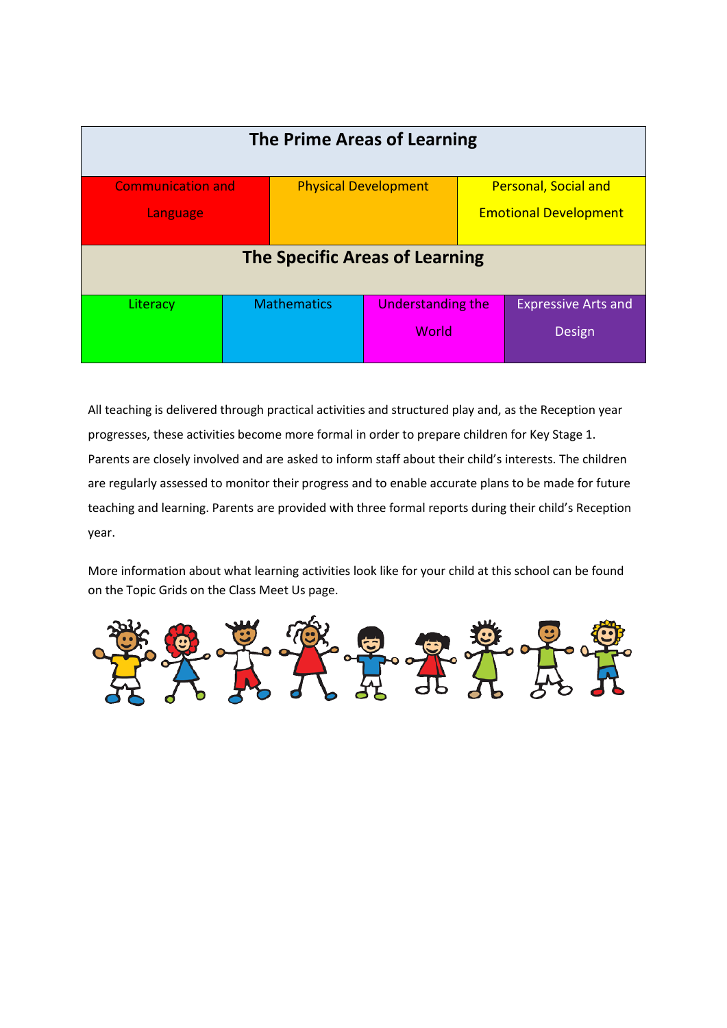| The Prime Areas of Learning | | |
| --- | --- | --- |
| Communication and Language | Physical Development | Personal, Social and Emotional Development |

| The Specific Areas of Learning | | | |
| --- | --- | --- | --- |
| Literacy | Mathematics | Understanding the World | Expressive Arts and Design |

All teaching is delivered through practical activities and structured play and, as the Reception year progresses, these activities become more formal in order to prepare children for Key Stage 1. Parents are closely involved and are asked to inform staff about their child's interests. The children are regularly assessed to monitor their progress and to enable accurate plans to be made for future teaching and learning. Parents are provided with three formal reports during their child's Reception year.

More information about what learning activities look like for your child at this school can be found on the Topic Grids on the Class Meet Us page.